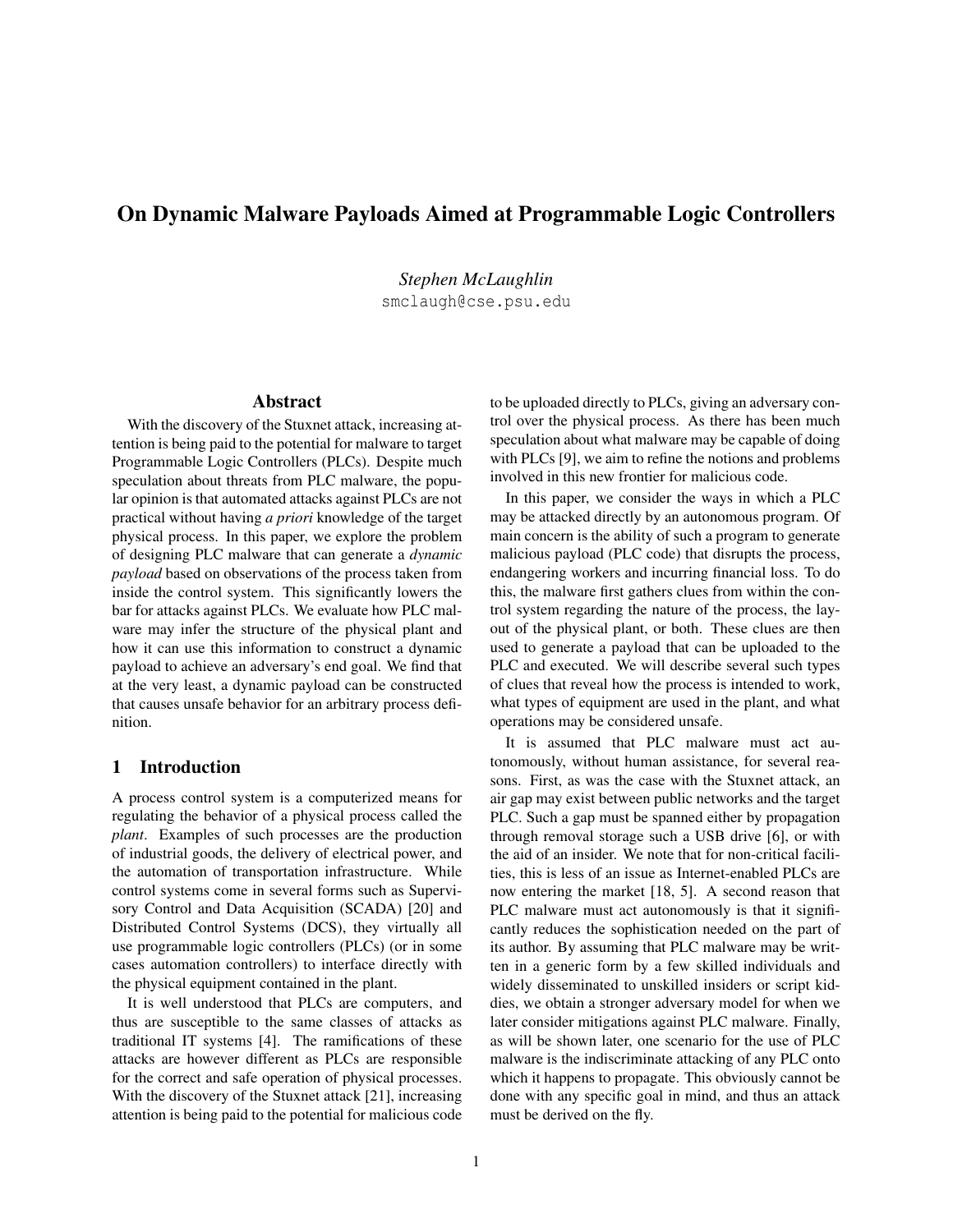# On Dynamic Malware Payloads Aimed at Programmable Logic Controllers

*Stephen McLaughlin*
smclaugh@cse.psu.edu

## Abstract

With the discovery of the Stuxnet attack, increasing attention is being paid to the potential for malware to target Programmable Logic Controllers (PLCs). Despite much speculation about threats from PLC malware, the popular opinion is that automated attacks against PLCs are not practical without having *a priori* knowledge of the target physical process. In this paper, we explore the problem of designing PLC malware that can generate a *dynamic payload* based on observations of the process taken from inside the control system. This significantly lowers the bar for attacks against PLCs. We evaluate how PLC malware may infer the structure of the physical plant and how it can use this information to construct a dynamic payload to achieve an adversary's end goal. We find that at the very least, a dynamic payload can be constructed that causes unsafe behavior for an arbitrary process definition.

## 1 Introduction

A process control system is a computerized means for regulating the behavior of a physical process called the *plant*. Examples of such processes are the production of industrial goods, the delivery of electrical power, and the automation of transportation infrastructure. While control systems come in several forms such as Supervisory Control and Data Acquisition (SCADA) [20] and Distributed Control Systems (DCS), they virtually all use programmable logic controllers (PLCs) (or in some cases automation controllers) to interface directly with the physical equipment contained in the plant.

It is well understood that PLCs are computers, and thus are susceptible to the same classes of attacks as traditional IT systems [4]. The ramifications of these attacks are however different as PLCs are responsible for the correct and safe operation of physical processes. With the discovery of the Stuxnet attack [21], increasing attention is being paid to the potential for malicious code to be uploaded directly to PLCs, giving an adversary control over the physical process. As there has been much speculation about what malware may be capable of doing with PLCs [9], we aim to refine the notions and problems involved in this new frontier for malicious code.

In this paper, we consider the ways in which a PLC may be attacked directly by an autonomous program. Of main concern is the ability of such a program to generate malicious payload (PLC code) that disrupts the process, endangering workers and incurring financial loss. To do this, the malware first gathers clues from within the control system regarding the nature of the process, the layout of the physical plant, or both. These clues are then used to generate a payload that can be uploaded to the PLC and executed. We will describe several such types of clues that reveal how the process is intended to work, what types of equipment are used in the plant, and what operations may be considered unsafe.

It is assumed that PLC malware must act autonomously, without human assistance, for several reasons. First, as was the case with the Stuxnet attack, an air gap may exist between public networks and the target PLC. Such a gap must be spanned either by propagation through removal storage such a USB drive [6], or with the aid of an insider. We note that for non-critical facilities, this is less of an issue as Internet-enabled PLCs are now entering the market [18, 5]. A second reason that PLC malware must act autonomously is that it significantly reduces the sophistication needed on the part of its author. By assuming that PLC malware may be written in a generic form by a few skilled individuals and widely disseminated to unskilled insiders or script kiddies, we obtain a stronger adversary model for when we later consider mitigations against PLC malware. Finally, as will be shown later, one scenario for the use of PLC malware is the indiscriminate attacking of any PLC onto which it happens to propagate. This obviously cannot be done with any specific goal in mind, and thus an attack must be derived on the fly.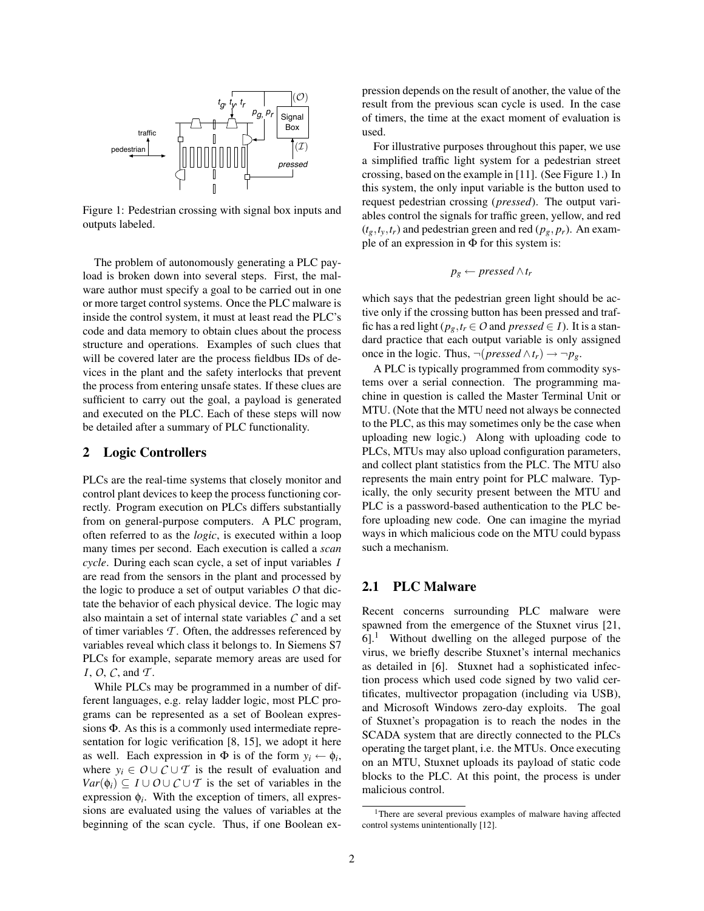Figure 1: Pedestrian crossing with signal box inputs and outputs labeled.

The problem of autonomously generating a PLC payload is broken down into several steps. First, the malware author must specify a goal to be carried out in one or more target control systems. Once the PLC malware is inside the control system, it must at least read the PLC's code and data memory to obtain clues about the process structure and operations. Examples of such clues that will be covered later are the process fieldbus IDs of devices in the plant and the safety interlocks that prevent the process from entering unsafe states. If these clues are sufficient to carry out the goal, a payload is generated and executed on the PLC. Each of these steps will now be detailed after a summary of PLC functionality.

## 2 Logic Controllers

PLCs are the real-time systems that closely monitor and control plant devices to keep the process functioning correctly. Program execution on PLCs differs substantially from on general-purpose computers. A PLC program, often referred to as the *logic*, is executed within a loop many times per second. Each execution is called a *scan cycle*. During each scan cycle, a set of input variables $I$ are read from the sensors in the plant and processed by the logic to produce a set of output variables $O$ that dictate the behavior of each physical device. The logic may also maintain a set of internal state variables $\mathcal{C}$ and a set of timer variables $\mathcal{T}$. Often, the addresses referenced by variables reveal which class it belongs to. In Siemens S7 PLCs for example, separate memory areas are used for $I$, $O$, $\mathcal{C}$, and $\mathcal{T}$.

While PLCs may be programmed in a number of different languages, e.g. relay ladder logic, most PLC programs can be represented as a set of Boolean expressions $\Phi$. As this is a commonly used intermediate representation for logic verification [8, 15], we adopt it here as well. Each expression in $\Phi$ is of the form $y_i \leftarrow \phi_i$, where $y_i \in O \cup \mathcal{C} \cup \mathcal{T}$ is the result of evaluation and $Var(\phi_i) \subseteq I \cup O \cup \mathcal{C} \cup \mathcal{T}$ is the set of variables in the expression $\phi_i$. With the exception of timers, all expressions are evaluated using the values of variables at the beginning of the scan cycle. Thus, if one Boolean expression depends on the result of another, the value of the result from the previous scan cycle is used. In the case of timers, the time at the exact moment of evaluation is used.

For illustrative purposes throughout this paper, we use a simplified traffic light system for a pedestrian street crossing, based on the example in [11]. (See Figure 1.) In this system, the only input variable is the button used to request pedestrian crossing (*pressed*). The output variables control the signals for traffic green, yellow, and red ($t_g, t_y, t_r$) and pedestrian green and red ($p_g, p_r$). An example of an expression in $\Phi$ for this system is:

$$p_g \leftarrow pressed \wedge t_r$$

which says that the pedestrian green light should be active only if the crossing button has been pressed and traffic has a red light ($p_g, t_r \in O$ and $pressed \in I$). It is a standard practice that each output variable is only assigned once in the logic. Thus, $\neg(pressed \wedge t_r) \rightarrow \neg p_g$.

A PLC is typically programmed from commodity systems over a serial connection. The programming machine in question is called the Master Terminal Unit or MTU. (Note that the MTU need not always be connected to the PLC, as this may sometimes only be the case when uploading new logic.) Along with uploading code to PLCs, MTUs may also upload configuration parameters, and collect plant statistics from the PLC. The MTU also represents the main entry point for PLC malware. Typically, the only security present between the MTU and PLC is a password-based authentication to the PLC before uploading new code. One can imagine the myriad ways in which malicious code on the MTU could bypass such a mechanism.

### 2.1 PLC Malware

Recent concerns surrounding PLC malware were spawned from the emergence of the Stuxnet virus [21, 6].[1] Without dwelling on the alleged purpose of the virus, we briefly describe Stuxnet's internal mechanics as detailed in [6]. Stuxnet had a sophisticated infection process which used code signed by two valid certificates, multivector propagation (including via USB), and Microsoft Windows zero-day exploits. The goal of Stuxnet's propagation is to reach the nodes in the SCADA system that are directly connected to the PLCs operating the target plant, i.e. the MTUs. Once executing on an MTU, Stuxnet uploads its payload of static code blocks to the PLC. At this point, the process is under malicious control.

[1] There are several previous examples of malware having affected control systems unintentionally [12].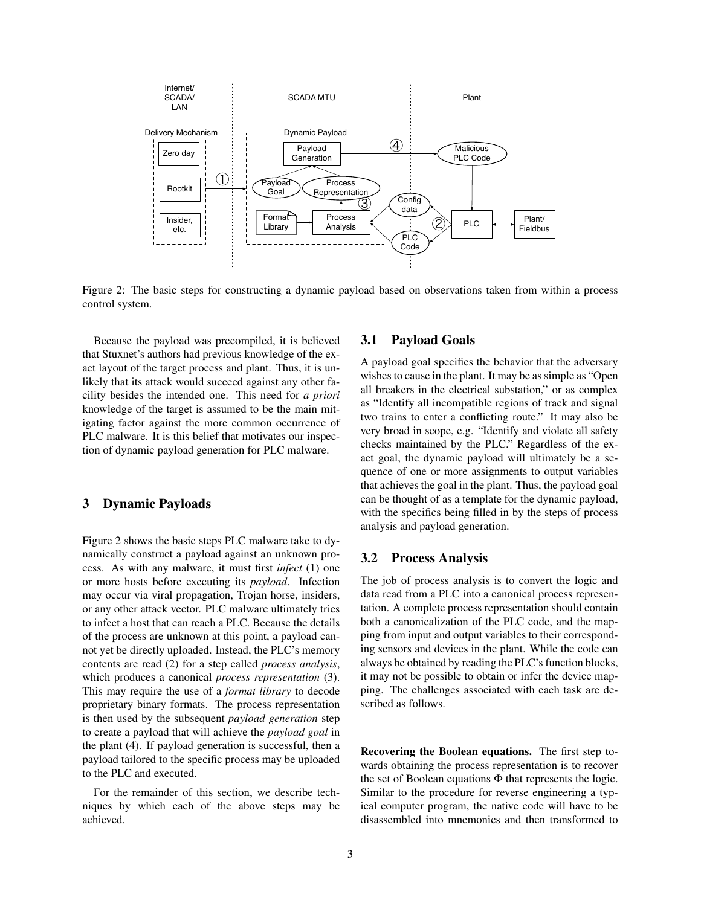Figure 2: The basic steps for constructing a dynamic payload based on observations taken from within a process control system.

Because the payload was precompiled, it is believed that Stuxnet's authors had previous knowledge of the exact layout of the target process and plant. Thus, it is unlikely that its attack would succeed against any other facility besides the intended one. This need for *a priori* knowledge of the target is assumed to be the main mitigating factor against the more common occurrence of PLC malware. It is this belief that motivates our inspection of dynamic payload generation for PLC malware.

## 3 Dynamic Payloads

Figure 2 shows the basic steps PLC malware take to dynamically construct a payload against an unknown process. As with any malware, it must first *infect* (1) one or more hosts before executing its *payload*. Infection may occur via viral propagation, Trojan horse, insiders, or any other attack vector. PLC malware ultimately tries to infect a host that can reach a PLC. Because the details of the process are unknown at this point, a payload cannot yet be directly uploaded. Instead, the PLC's memory contents are read (2) for a step called *process analysis*, which produces a canonical *process representation* (3). This may require the use of a *format library* to decode proprietary binary formats. The process representation is then used by the subsequent *payload generation* step to create a payload that will achieve the *payload goal* in the plant (4). If payload generation is successful, then a payload tailored to the specific process may be uploaded to the PLC and executed.

For the remainder of this section, we describe techniques by which each of the above steps may be achieved.

### 3.1 Payload Goals

A payload goal specifies the behavior that the adversary wishes to cause in the plant. It may be as simple as "Open all breakers in the electrical substation," or as complex as "Identify all incompatible regions of track and signal two trains to enter a conflicting route." It may also be very broad in scope, e.g. "Identify and violate all safety checks maintained by the PLC." Regardless of the exact goal, the dynamic payload will ultimately be a sequence of one or more assignments to output variables that achieves the goal in the plant. Thus, the payload goal can be thought of as a template for the dynamic payload, with the specifics being filled in by the steps of process analysis and payload generation.

### 3.2 Process Analysis

The job of process analysis is to convert the logic and data read from a PLC into a canonical process representation. A complete process representation should contain both a canonicalization of the PLC code, and the mapping from input and output variables to their corresponding sensors and devices in the plant. While the code can always be obtained by reading the PLC's function blocks, it may not be possible to obtain or infer the device mapping. The challenges associated with each task are described as follows.

**Recovering the Boolean equations.** The first step towards obtaining the process representation is to recover the set of Boolean equations $\Phi$ that represents the logic. Similar to the procedure for reverse engineering a typical computer program, the native code will have to be disassembled into mnemonics and then transformed to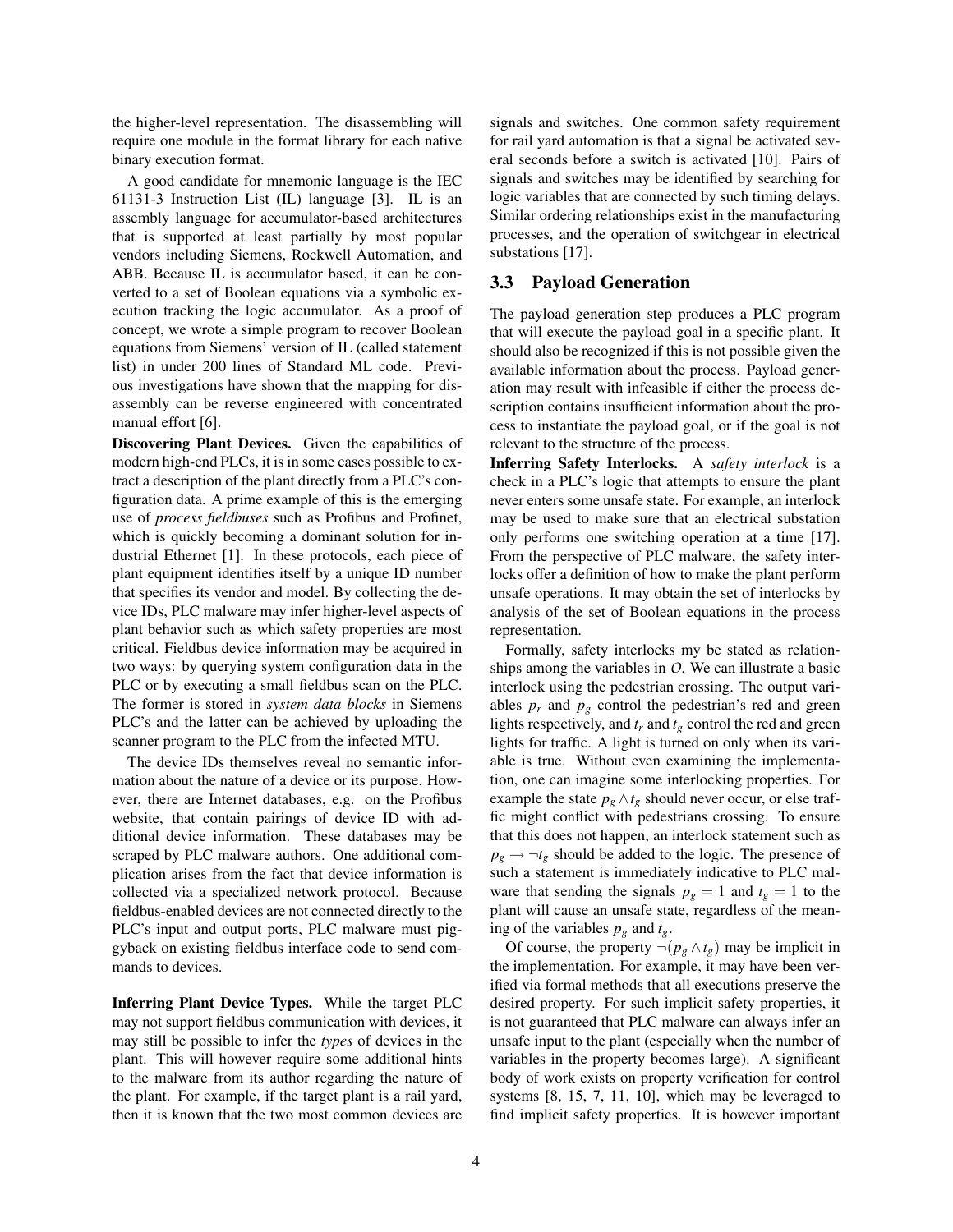the higher-level representation. The disassembling will require one module in the format library for each native binary execution format.

A good candidate for mnemonic language is the IEC 61131-3 Instruction List (IL) language [3]. IL is an assembly language for accumulator-based architectures that is supported at least partially by most popular vendors including Siemens, Rockwell Automation, and ABB. Because IL is accumulator based, it can be converted to a set of Boolean equations via a symbolic execution tracking the logic accumulator. As a proof of concept, we wrote a simple program to recover Boolean equations from Siemens' version of IL (called statement list) in under 200 lines of Standard ML code. Previous investigations have shown that the mapping for disassembly can be reverse engineered with concentrated manual effort [6].

**Discovering Plant Devices.** Given the capabilities of modern high-end PLCs, it is in some cases possible to extract a description of the plant directly from a PLC's configuration data. A prime example of this is the emerging use of *process fieldbuses* such as Profibus and Profinet, which is quickly becoming a dominant solution for industrial Ethernet [1]. In these protocols, each piece of plant equipment identifies itself by a unique ID number that specifies its vendor and model. By collecting the device IDs, PLC malware may infer higher-level aspects of plant behavior such as which safety properties are most critical. Fieldbus device information may be acquired in two ways: by querying system configuration data in the PLC or by executing a small fieldbus scan on the PLC. The former is stored in *system data blocks* in Siemens PLC's and the latter can be achieved by uploading the scanner program to the PLC from the infected MTU.

The device IDs themselves reveal no semantic information about the nature of a device or its purpose. However, there are Internet databases, e.g. on the Profibus website, that contain pairings of device ID with additional device information. These databases may be scraped by PLC malware authors. One additional complication arises from the fact that device information is collected via a specialized network protocol. Because fieldbus-enabled devices are not connected directly to the PLC's input and output ports, PLC malware must piggyback on existing fieldbus interface code to send commands to devices.

**Inferring Plant Device Types.** While the target PLC may not support fieldbus communication with devices, it may still be possible to infer the *types* of devices in the plant. This will however require some additional hints to the malware from its author regarding the nature of the plant. For example, if the target plant is a rail yard, then it is known that the two most common devices are signals and switches. One common safety requirement for rail yard automation is that a signal be activated several seconds before a switch is activated [10]. Pairs of signals and switches may be identified by searching for logic variables that are connected by such timing delays. Similar ordering relationships exist in the manufacturing processes, and the operation of switchgear in electrical substations [17].

## 3.3 Payload Generation

The payload generation step produces a PLC program that will execute the payload goal in a specific plant. It should also be recognized if this is not possible given the available information about the process. Payload generation may result with infeasible if either the process description contains insufficient information about the process to instantiate the payload goal, or if the goal is not relevant to the structure of the process.

**Inferring Safety Interlocks.** A *safety interlock* is a check in a PLC's logic that attempts to ensure the plant never enters some unsafe state. For example, an interlock may be used to make sure that an electrical substation only performs one switching operation at a time [17]. From the perspective of PLC malware, the safety interlocks offer a definition of how to make the plant perform unsafe operations. It may obtain the set of interlocks by analysis of the set of Boolean equations in the process representation.

Formally, safety interlocks my be stated as relationships among the variables in $O$. We can illustrate a basic interlock using the pedestrian crossing. The output variables $p_r$ and $p_g$ control the pedestrian's red and green lights respectively, and $t_r$ and $t_g$ control the red and green lights for traffic. A light is turned on only when its variable is true. Without even examining the implementation, one can imagine some interlocking properties. For example the state $p_g \wedge t_g$ should never occur, or else traffic might conflict with pedestrians crossing. To ensure that this does not happen, an interlock statement such as $p_g \rightarrow \neg t_g$ should be added to the logic. The presence of such a statement is immediately indicative to PLC malware that sending the signals $p_g = 1$ and $t_g = 1$ to the plant will cause an unsafe state, regardless of the meaning of the variables $p_g$ and $t_g$.

Of course, the property $\neg(p_g \wedge t_g)$ may be implicit in the implementation. For example, it may have been verified via formal methods that all executions preserve the desired property. For such implicit safety properties, it is not guaranteed that PLC malware can always infer an unsafe input to the plant (especially when the number of variables in the property becomes large). A significant body of work exists on property verification for control systems [8, 15, 7, 11, 10], which may be leveraged to find implicit safety properties. It is however important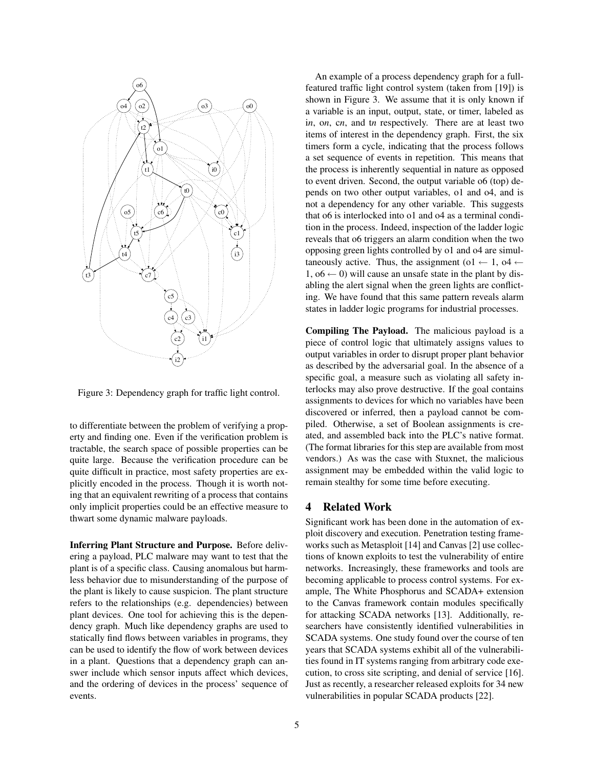Figure 3: Dependency graph for traffic light control.

to differentiate between the problem of verifying a property and finding one. Even if the verification problem is tractable, the search space of possible properties can be quite large. Because the verification procedure can be quite difficult in practice, most safety properties are explicitly encoded in the process. Though it is worth noting that an equivalent rewriting of a process that contains only implicit properties could be an effective measure to thwart some dynamic malware payloads.

**Inferring Plant Structure and Purpose.** Before delivering a payload, PLC malware may want to test that the plant is of a specific class. Causing anomalous but harmless behavior due to misunderstanding of the purpose of the plant is likely to cause suspicion. The plant structure refers to the relationships (e.g. dependencies) between plant devices. One tool for achieving this is the dependency graph. Much like dependency graphs are used to statically find flows between variables in programs, they can be used to identify the flow of work between devices in a plant. Questions that a dependency graph can answer include which sensor inputs affect which devices, and the ordering of devices in the process' sequence of events.

An example of a process dependency graph for a full-featured traffic light control system (taken from [19]) is shown in Figure 3. We assume that it is only known if a variable is an input, output, state, or timer, labeled as i*n*, o*n*, c*n*, and t*n* respectively. There are at least two items of interest in the dependency graph. First, the six timers form a cycle, indicating that the process follows a set sequence of events in repetition. This means that the process is inherently sequential in nature as opposed to event driven. Second, the output variable o6 (top) depends on two other output variables, o1 and o4, and is not a dependency for any other variable. This suggests that o6 is interlocked into o1 and o4 as a terminal condition in the process. Indeed, inspection of the ladder logic reveals that o6 triggers an alarm condition when the two opposing green lights controlled by o1 and o4 are simultaneously active. Thus, the assignment ($o1 \leftarrow 1$, $o4 \leftarrow 1$, $o6 \leftarrow 0$) will cause an unsafe state in the plant by disabling the alert signal when the green lights are conflicting. We have found that this same pattern reveals alarm states in ladder logic programs for industrial processes.

**Compiling The Payload.** The malicious payload is a piece of control logic that ultimately assigns values to output variables in order to disrupt proper plant behavior as described by the adversarial goal. In the absence of a specific goal, a measure such as violating all safety interlocks may also prove destructive. If the goal contains assignments to devices for which no variables have been discovered or inferred, then a payload cannot be compiled. Otherwise, a set of Boolean assignments is created, and assembled back into the PLC's native format. (The format libraries for this step are available from most vendors.) As was the case with Stuxnet, the malicious assignment may be embedded within the valid logic to remain stealthy for some time before executing.

## 4 Related Work

Significant work has been done in the automation of exploit discovery and execution. Penetration testing frameworks such as Metasploit [14] and Canvas [2] use collections of known exploits to test the vulnerability of entire networks. Increasingly, these frameworks and tools are becoming applicable to process control systems. For example, The White Phosphorus and SCADA+ extension to the Canvas framework contain modules specifically for attacking SCADA networks [13]. Additionally, researchers have consistently identified vulnerabilities in SCADA systems. One study found over the course of ten years that SCADA systems exhibit all of the vulnerabilities found in IT systems ranging from arbitrary code execution, to cross site scripting, and denial of service [16]. Just as recently, a researcher released exploits for 34 new vulnerabilities in popular SCADA products [22].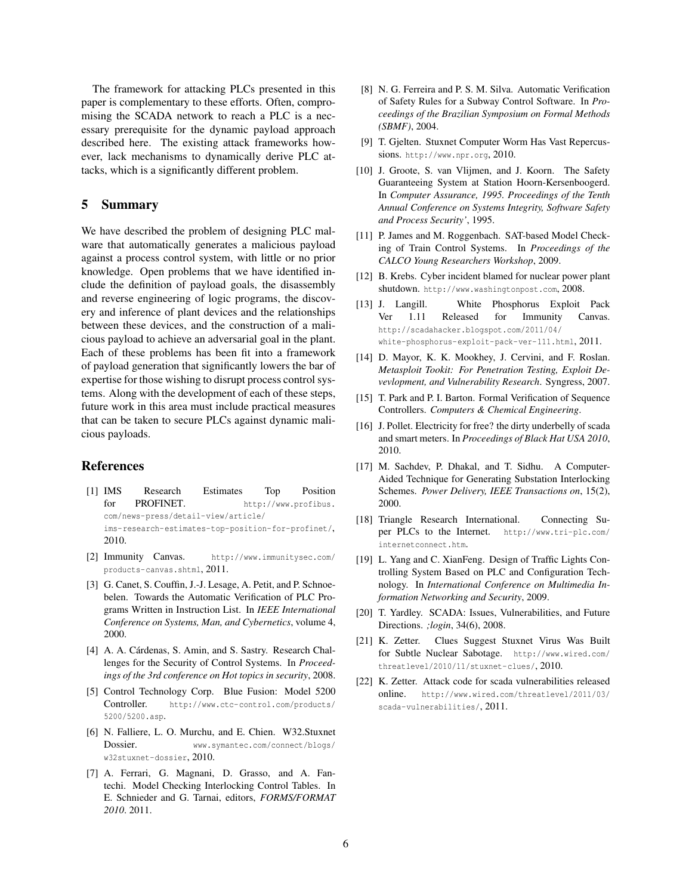The framework for attacking PLCs presented in this paper is complementary to these efforts. Often, compromising the SCADA network to reach a PLC is a necessary prerequisite for the dynamic payload approach described here. The existing attack frameworks however, lack mechanisms to dynamically derive PLC attacks, which is a significantly different problem.

## 5 Summary

We have described the problem of designing PLC malware that automatically generates a malicious payload against a process control system, with little or no prior knowledge. Open problems that we have identified include the definition of payload goals, the disassembly and reverse engineering of logic programs, the discovery and inference of plant devices and the relationships between these devices, and the construction of a malicious payload to achieve an adversarial goal in the plant. Each of these problems has been fit into a framework of payload generation that significantly lowers the bar of expertise for those wishing to disrupt process control systems. Along with the development of each of these steps, future work in this area must include practical measures that can be taken to secure PLCs against dynamic malicious payloads.

## References

[1] IMS Research Estimates Top Position for PROFINET. http://www.profibus.com/news-press/detail-view/article/ims-research-estimates-top-position-for-profinet/, 2010.

[2] Immunity Canvas. http://www.immunitysec.com/products-canvas.shtml, 2011.

[3] G. Canet, S. Couffin, J.-J. Lesage, A. Petit, and P. Schnoebelen. Towards the Automatic Verification of PLC Programs Written in Instruction List. In *IEEE International Conference on Systems, Man, and Cybernetics*, volume 4, 2000.

[4] A. A. Cárdenas, S. Amin, and S. Sastry. Research Challenges for the Security of Control Systems. In *Proceedings of the 3rd conference on Hot topics in security*, 2008.

[5] Control Technology Corp. Blue Fusion: Model 5200 Controller. http://www.ctc-control.com/products/5200/5200.asp.

[6] N. Falliere, L. O. Murchu, and E. Chien. W32.Stuxnet Dossier. www.symantec.com/connect/blogs/w32stuxnet-dossier, 2010.

[7] A. Ferrari, G. Magnani, D. Grasso, and A. Fantechi. Model Checking Interlocking Control Tables. In E. Schnieder and G. Tarnai, editors, *FORMS/FORMAT 2010*. 2011.

[8] N. G. Ferreira and P. S. M. Silva. Automatic Verification of Safety Rules for a Subway Control Software. In *Proceedings of the Brazilian Symposium on Formal Methods (SBMF)*, 2004.

[9] T. Gjelten. Stuxnet Computer Worm Has Vast Repercussions. http://www.npr.org, 2010.

[10] J. Groote, S. van Vlijmen, and J. Koorn. The Safety Guaranteeing System at Station Hoorn-Kersenboogerd. In *Computer Assurance, 1995. Proceedings of the Tenth Annual Conference on Systems Integrity, Software Safety and Process Security'*, 1995.

[11] P. James and M. Roggenbach. SAT-based Model Checking of Train Control Systems. In *Proceedings of the CALCO Young Researchers Workshop*, 2009.

[12] B. Krebs. Cyber incident blamed for nuclear power plant shutdown. http://www.washingtonpost.com, 2008.

[13] J. Langill. White Phosphorus Exploit Pack Ver 1.11 Released for Immunity Canvas. http://scadahacker.blogspot.com/2011/04/white-phosphorus-exploit-pack-ver-111.html, 2011.

[14] D. Mayor, K. K. Mookhey, J. Cervini, and F. Roslan. *Metasploit Tookit: For Penetration Testing, Exploit Devevlopment, and Vulnerability Research*. Syngress, 2007.

[15] T. Park and P. I. Barton. Formal Verification of Sequence Controllers. *Computers & Chemical Engineering*.

[16] J. Pollet. Electricity for free? the dirty underbelly of scada and smart meters. In *Proceedings of Black Hat USA 2010*, 2010.

[17] M. Sachdev, P. Dhakal, and T. Sidhu. A Computer-Aided Technique for Generating Substation Interlocking Schemes. *Power Delivery, IEEE Transactions on*, 15(2), 2000.

[18] Triangle Research International. Connecting Super PLCs to the Internet. http://www.tri-plc.com/internetconnect.htm.

[19] L. Yang and C. XianFeng. Design of Traffic Lights Controlling System Based on PLC and Configuration Technology. In *International Conference on Multimedia Information Networking and Security*, 2009.

[20] T. Yardley. SCADA: Issues, Vulnerabilities, and Future Directions. *;login*, 34(6), 2008.

[21] K. Zetter. Clues Suggest Stuxnet Virus Was Built for Subtle Nuclear Sabotage. http://www.wired.com/threatlevel/2010/11/stuxnet-clues/, 2010.

[22] K. Zetter. Attack code for scada vulnerabilities released online. http://www.wired.com/threatlevel/2011/03/scada-vulnerabilities/, 2011.